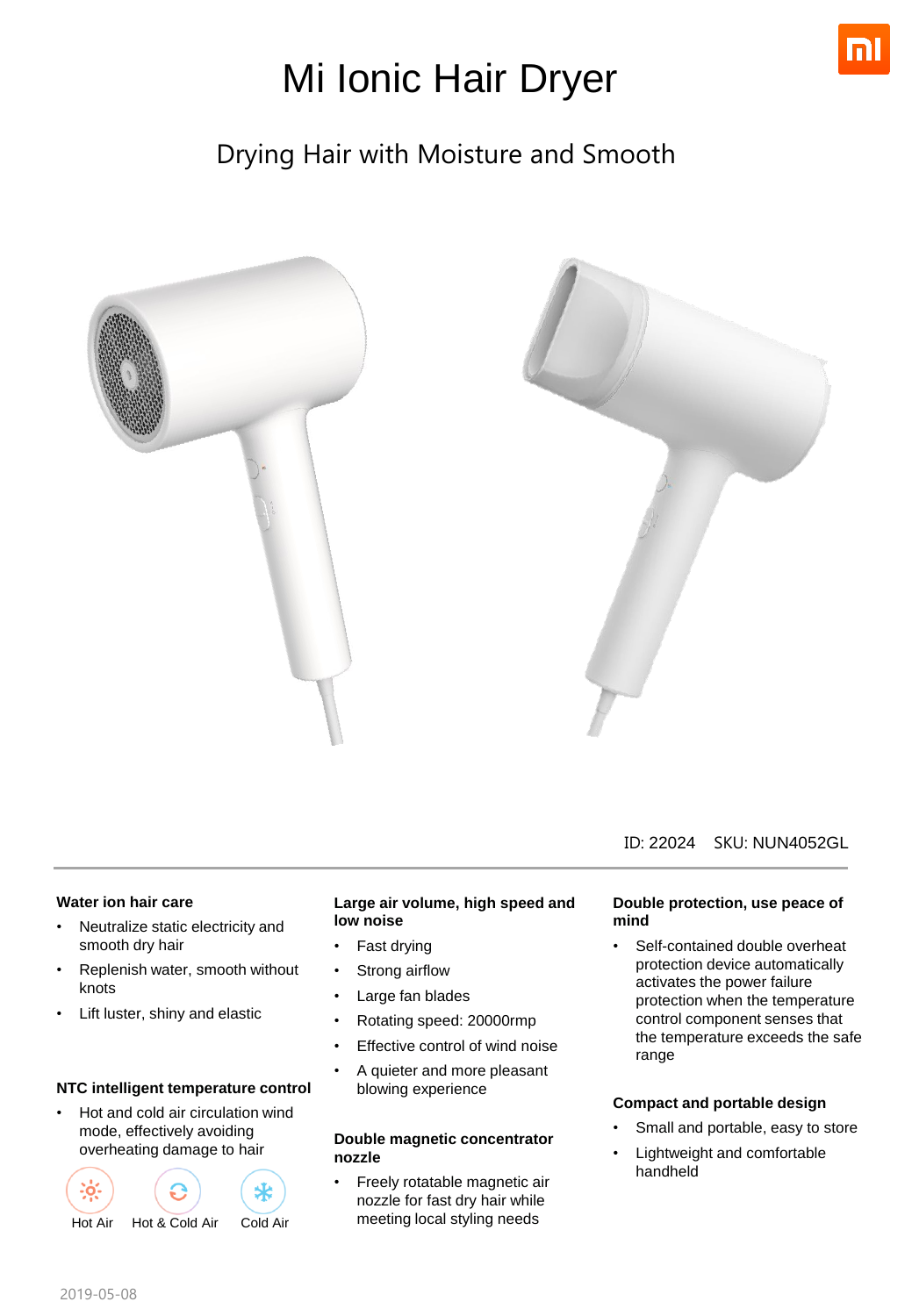# Mi Ionic Hair Dryer

## Drying Hair with Moisture and Smooth

ID: 22024 SKU: NUN4052GL

### Water ion hair care

- Neutralize static electricity and smooth dry hair
- Replenish water, smooth without knots
- Lift luster, shiny and elastic

### NTC intelligent temperature control

- Hot and cold air circulation wind mode, effectively avoiding overheating damage to hair

Hot Air | Hot & Cold Air | Cold Air

### Large air volume, high speed and low noise

- Fast drying
- Strong airflow
- Large fan blades
- Rotating speed: 20000rmp
- Effective control of wind noise
- A quieter and more pleasant blowing experience

### Double magnetic concentrator nozzle

- Freely rotatable magnetic air nozzle for fast dry hair while meeting local styling needs

### Double protection, use peace of mind

- Self-contained double overheat protection device automatically activates the power failure protection when the temperature control component senses that the temperature exceeds the safe range

### Compact and portable design

- Small and portable, easy to store
- Lightweight and comfortable handheld

2019-05-08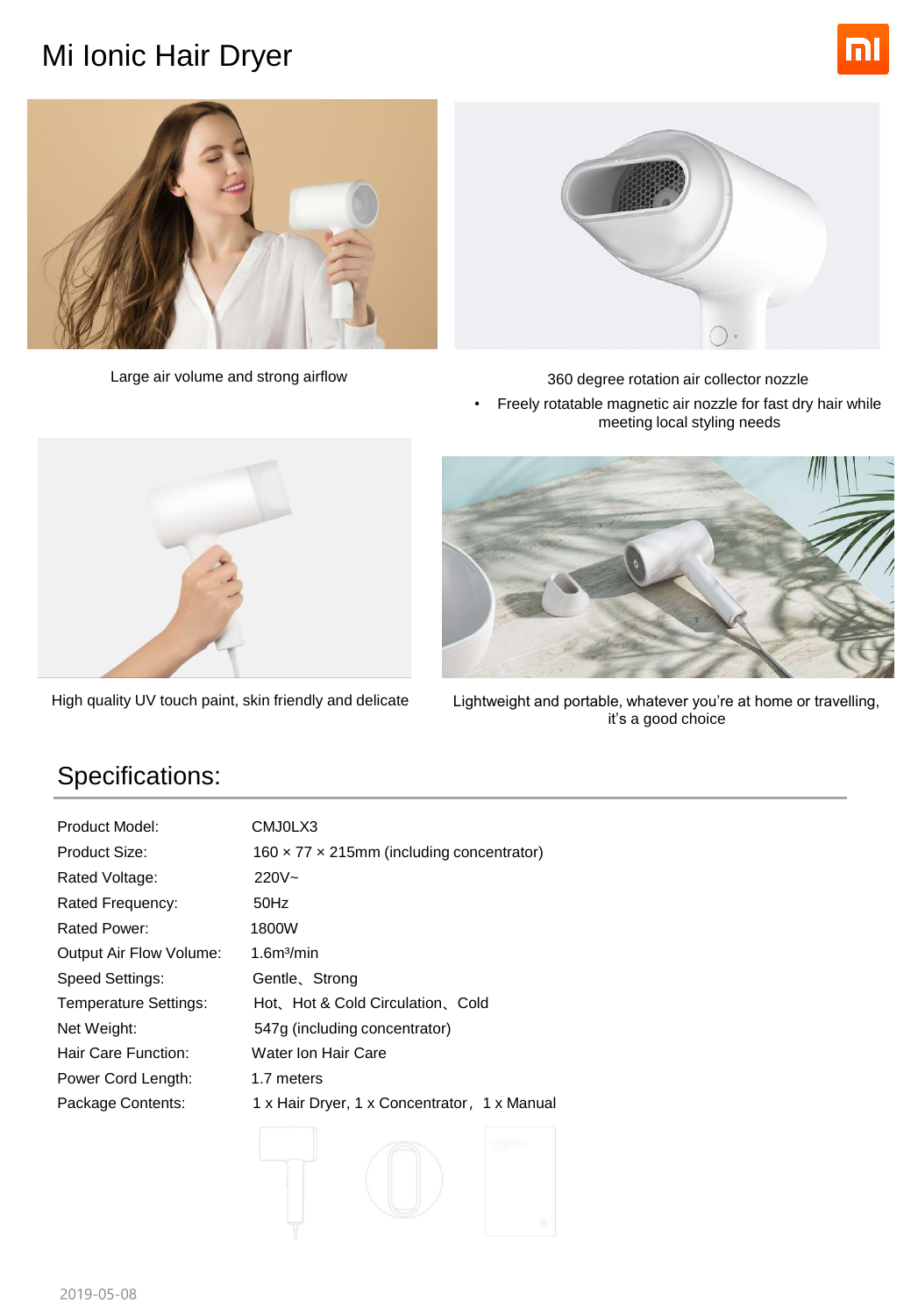# Mi Ionic Hair Dryer

Large air volume and strong airflow

360 degree rotation air collector nozzle

- Freely rotatable magnetic air nozzle for fast dry hair while meeting local styling needs

High quality UV touch paint, skin friendly and delicate

Lightweight and portable, whatever you're at home or travelling, it's a good choice

## Specifications:

| | |
|---|---|
| Product Model: | CMJ0LX3 |
| Product Size: | 160 × 77 × 215mm (including concentrator) |
| Rated Voltage: | 220V~ |
| Rated Frequency: | 50Hz |
| Rated Power: | 1800W |
| Output Air Flow Volume: | 1.6m³/min |
| Speed Settings: | Gentle、Strong |
| Temperature Settings: | Hot、Hot & Cold Circulation、Cold |
| Net Weight: | 547g (including concentrator) |
| Hair Care Function: | Water Ion Hair Care |
| Power Cord Length: | 1.7 meters |
| Package Contents: | 1 x Hair Dryer, 1 x Concentrator，1 x Manual |

2019-05-08